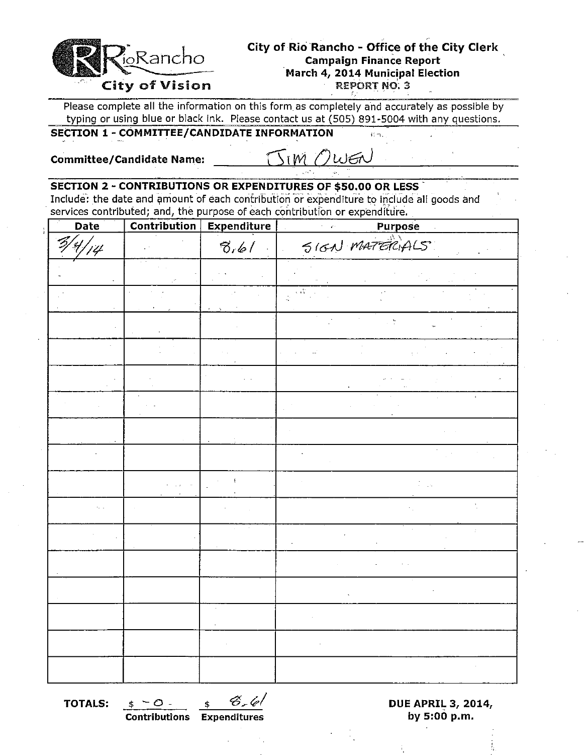RioRancho
City of Vision

# City of Rio Rancho - Office of the City Clerk

**Campaign Finance Report**
**March 4, 2014 Municipal Election**
**REPORT NO. 3**

Please complete all the information on this form as completely and accurately as possible by typing or using blue or black ink. Please contact us at (505) 891-5004 with any questions.

## SECTION 1 - COMMITTEE/CANDIDATE INFORMATION

**Committee/Candidate Name:** JIM OWEN

## SECTION 2 - CONTRIBUTIONS OR EXPENDITURES OF $50.00 OR LESS

Include: the date and amount of each contribution or expenditure to include all goods and services contributed; and, the purpose of each contribution or expenditure.

| Date | Contribution | Expenditure | Purpose |
|---|---|---|---|
| 3/4/14 | | 8.61 | SIGN MATERIALS |
| | | | |
| | | | |
| | | | |
| | | | |
| | | | |
| | | | |
| | | | |
| | | | |
| | | | |
| | | | |
| | | | |
| | | | |
| | | | |
| | | | |
| | | | |
| | | | |

**TOTALS:** $ -0- (Contributions) $ 8.61 (Expenditures)

**DUE APRIL 3, 2014, by 5:00 p.m.**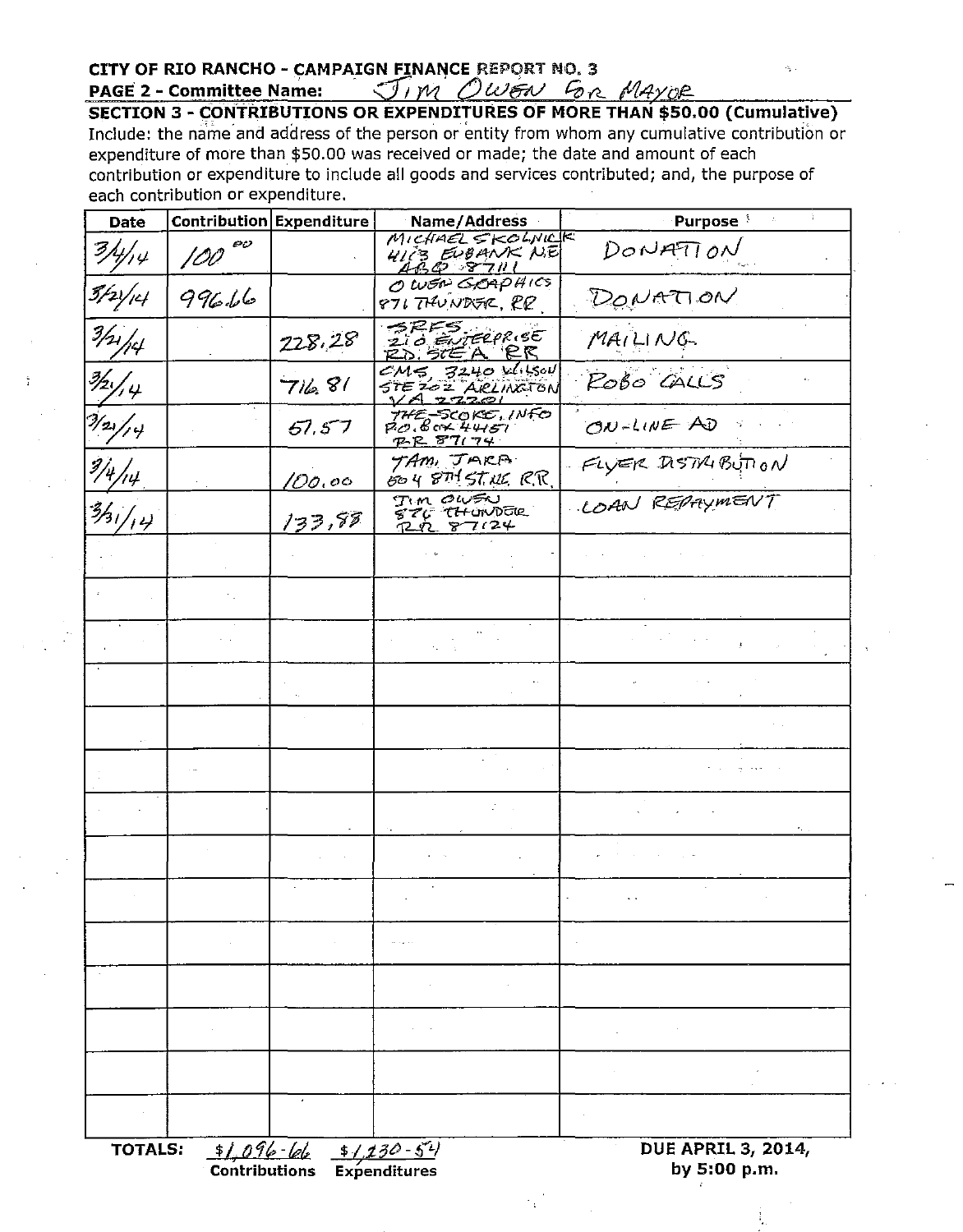**CITY OF RIO RANCHO - CAMPAIGN FINANCE REPORT NO. 3**

**PAGE 2 - Committee Name:** JIM OWEN FOR MAYOR

**SECTION 3 - CONTRIBUTIONS OR EXPENDITURES OF MORE THAN $50.00 (Cumulative)**

Include: the name and address of the person or entity from whom any cumulative contribution or expenditure of more than $50.00 was received or made; the date and amount of each contribution or expenditure to include all goods and services contributed; and, the purpose of each contribution or expenditure.

| Date | Contribution | Expenditure | Name/Address | Purpose |
|---|---|---|---|---|
| 3/4/14 | 100.00 | | MICHAEL SKOLNICK 4113 EUBANK NE ABQ 87111 | DONATION |
| 3/21/14 | 996.66 | | OWEN GRAPHICS 871 THUNDER, RR | DONATION |
| 3/21/14 | | 228.28 | SRFS 210 ENTERPRISE RD. STE A RR | MAILING |
| 3/21/14 | | 716.81 | CMS, 3240 WILSON STE 202 ARLINGTON VA 22201 | ROBO CALLS |
| 3/21/14 | | 51.57 | THE-SCOKE.INFO P.O. BOX 44451 RR 87174 | ON-LINE AD |
| 3/4/14 | | 100.00 | TAMI JARA 604 8TH ST NE. R.R. | FLYER DISTRIBUTION |
| 3/31/14 | | 133.88 | JIM OWEN 870 THUNDER RR 87124 | LOAN REPAYMENT |
| | | | | |
| | | | | |
| | | | | |
| | | | | |
| | | | | |
| | | | | |
| | | | | |
| | | | | |
| | | | | |
| | | | | |
| | | | | |
| | | | | |
| | | | | |

**TOTALS:** $1,096.66 **Contributions** $1,230.54 **Expenditures**

**DUE APRIL 3, 2014, by 5:00 p.m.**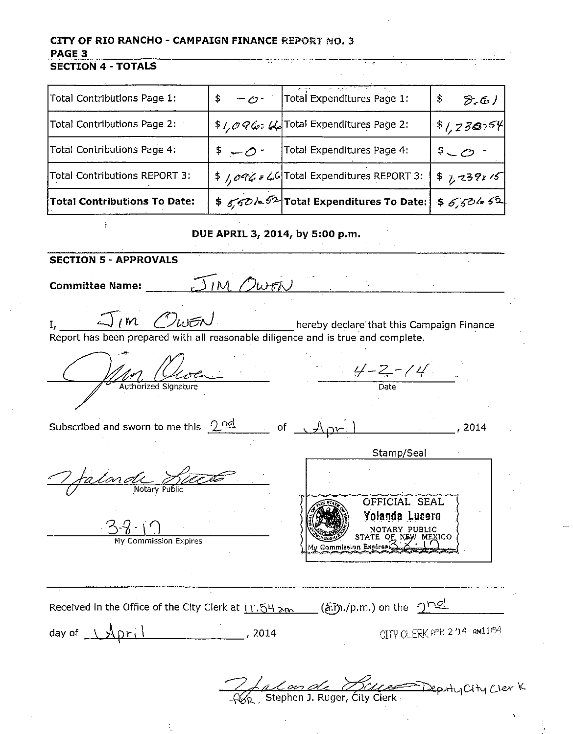**CITY OF RIO RANCHO - CAMPAIGN FINANCE REPORT NO. 3**
**PAGE 3**

## SECTION 4 - TOTALS

| | | | |
|---|---|---|---|
| Total Contributions Page 1: | $ -0- | Total Expenditures Page 1: | $ 8.61 |
| Total Contributions Page 2: | $1,096.66 | Total Expenditures Page 2: | $1,230.54 |
| Total Contributions Page 4: | $ -0- | Total Expenditures Page 4: | $ -0- |
| Total Contributions REPORT 3: | $ 1,096.66 | Total Expenditures REPORT 3: | $ 1,239.15 |
| **Total Contributions To Date:** | $ 6,501.52 | **Total Expenditures To Date:** | $ 6,501.52 |

**DUE APRIL 3, 2014, by 5:00 p.m.**

## SECTION 5 - APPROVALS

**Committee Name:** JIM OWEN

I, JIM OWEN hereby declare that this Campaign Finance Report has been prepared with all reasonable diligence and is true and complete.

[Signature]
Authorized Signature

4-2-14
Date

Subscribed and sworn to me this 2nd of April, 2014

Stamp/Seal

[Signature]
Notary Public

3-8-17
My Commission Expires

OFFICIAL SEAL
Yolanda Lucero
NOTARY PUBLIC
STATE OF NEW MEXICO
My Commission Expires: 3-8-17

Received in the Office of the City Clerk at 11:54 am (a.m./p.m.) on the 2nd day of April, 2014

CITY CLERK APR 2 '14 AM11:54

[Signature] Deputy City Clerk
FOR, Stephen J. Ruger, City Clerk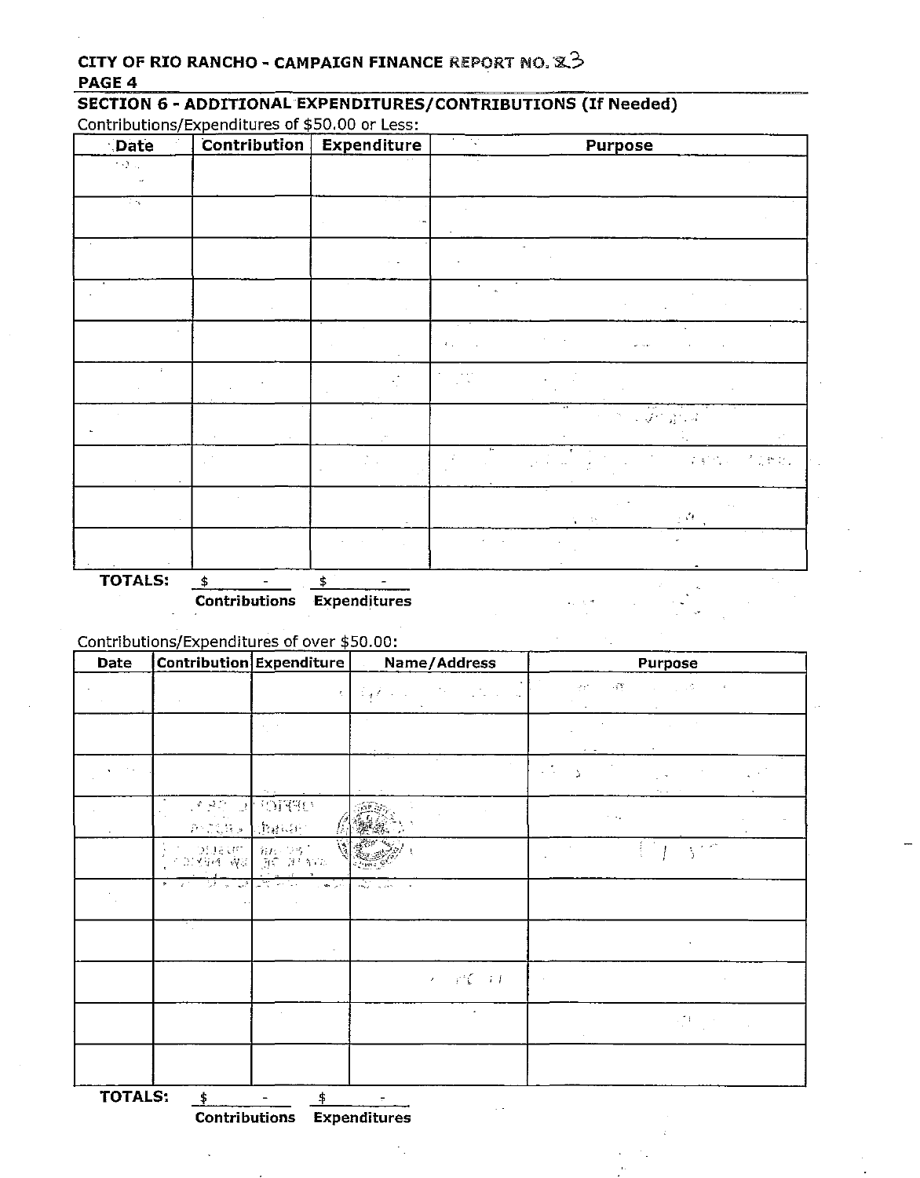CITY OF RIO RANCHO - CAMPAIGN FINANCE REPORT NO. 23

PAGE 4

## SECTION 6 - ADDITIONAL EXPENDITURES/CONTRIBUTIONS (If Needed)

Contributions/Expenditures of $50.00 or Less:

| Date | Contribution | Expenditure | Purpose |
|---|---|---|---|
| | | | |
| | | | |
| | | | |
| | | | |
| | | | |
| | | | |
| | | | |
| | | | |
| | | | |
| | | | |

**TOTALS:** $ - (Contributions) $ - (Expenditures)

Contributions/Expenditures of over $50.00:

| Date | Contribution | Expenditure | Name/Address | Purpose |
|---|---|---|---|---|
| | | | | |
| | | | | |
| | | | | |
| | | | | |
| | | | | |
| | | | | |
| | | | | |
| | | | | |
| | | | | |
| | | | | |

**TOTALS:** $ - (Contributions) $ - (Expenditures)